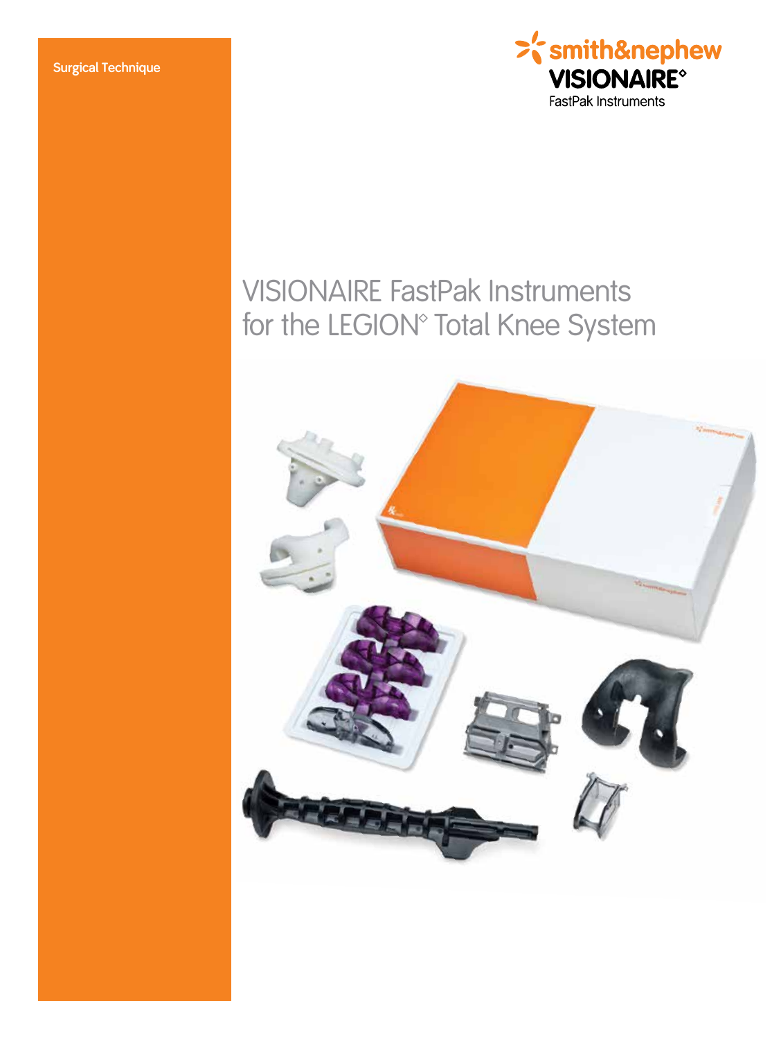Surgical Technique

smith&nephew
**VISIONAIRE◊**
FastPak Instruments

# VISIONAIRE FastPak Instruments for the LEGION◊ Total Knee System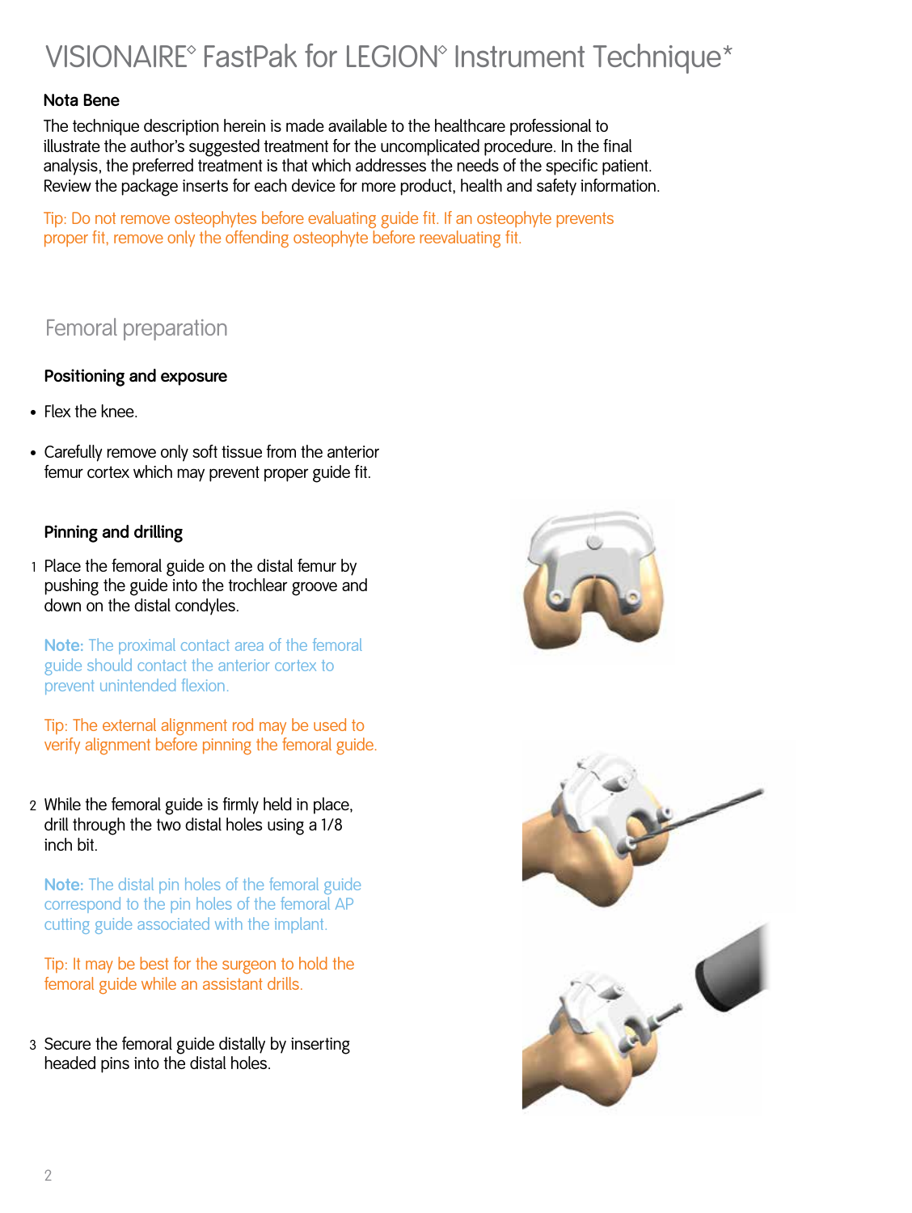# VISIONAIRE◊ FastPak for LEGION◊ Instrument Technique*

**Nota Bene**

The technique description herein is made available to the healthcare professional to illustrate the author's suggested treatment for the uncomplicated procedure. In the final analysis, the preferred treatment is that which addresses the needs of the specific patient. Review the package inserts for each device for more product, health and safety information.

Tip: Do not remove osteophytes before evaluating guide fit. If an osteophyte prevents proper fit, remove only the offending osteophyte before reevaluating fit.

## Femoral preparation

### Positioning and exposure

- Flex the knee.
- Carefully remove only soft tissue from the anterior femur cortex which may prevent proper guide fit.

### Pinning and drilling

1. Place the femoral guide on the distal femur by pushing the guide into the trochlear groove and down on the distal condyles.

   **Note:** The proximal contact area of the femoral guide should contact the anterior cortex to prevent unintended flexion.

   Tip: The external alignment rod may be used to verify alignment before pinning the femoral guide.

2. While the femoral guide is firmly held in place, drill through the two distal holes using a 1/8 inch bit.

   **Note:** The distal pin holes of the femoral guide correspond to the pin holes of the femoral AP cutting guide associated with the implant.

   Tip: It may be best for the surgeon to hold the femoral guide while an assistant drills.

3. Secure the femoral guide distally by inserting headed pins into the distal holes.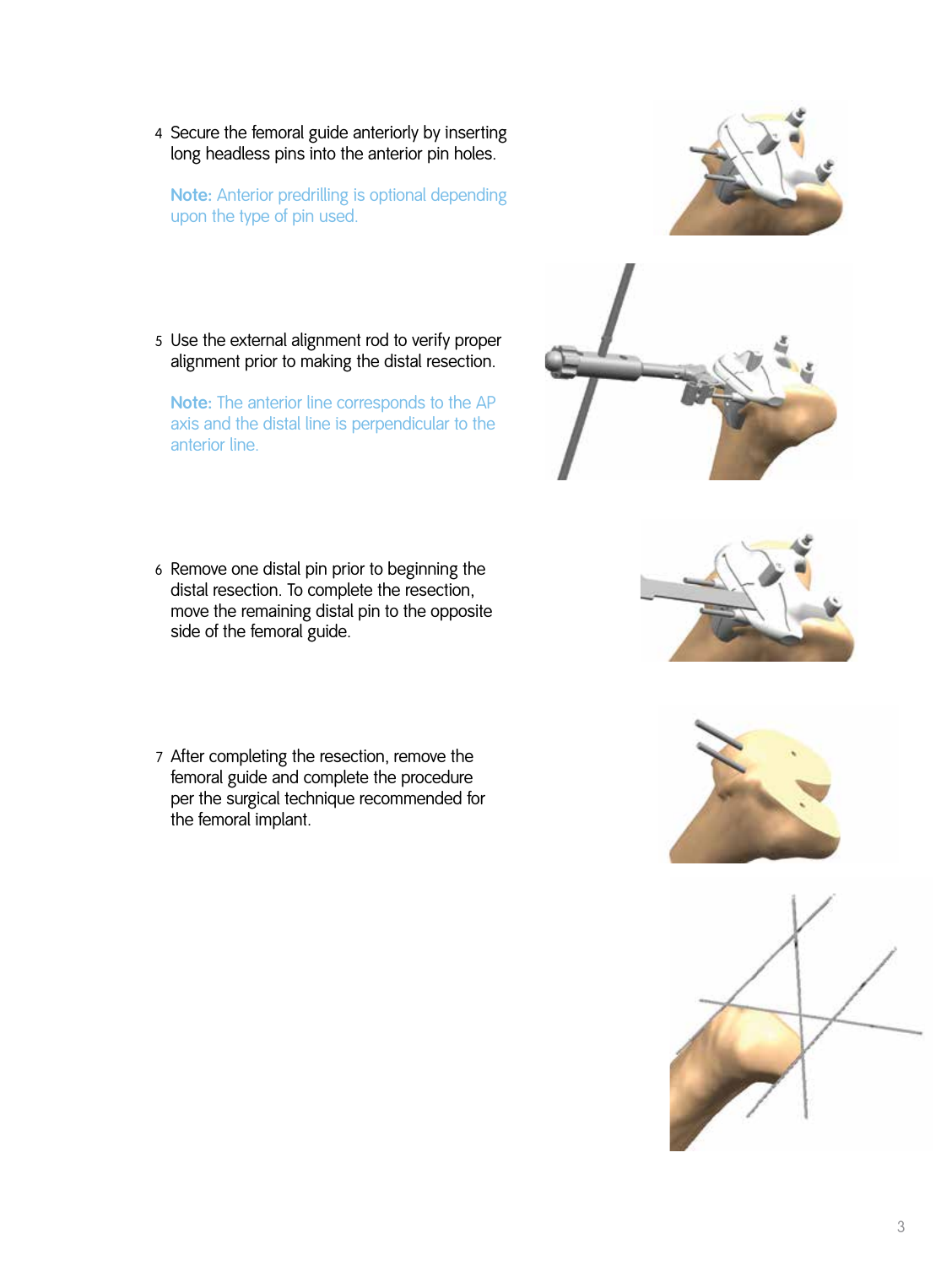4. Secure the femoral guide anteriorly by inserting long headless pins into the anterior pin holes.

   **Note:** Anterior predrilling is optional depending upon the type of pin used.

5. Use the external alignment rod to verify proper alignment prior to making the distal resection.

   **Note:** The anterior line corresponds to the AP axis and the distal line is perpendicular to the anterior line.

6. Remove one distal pin prior to beginning the distal resection. To complete the resection, move the remaining distal pin to the opposite side of the femoral guide.

7. After completing the resection, remove the femoral guide and complete the procedure per the surgical technique recommended for the femoral implant.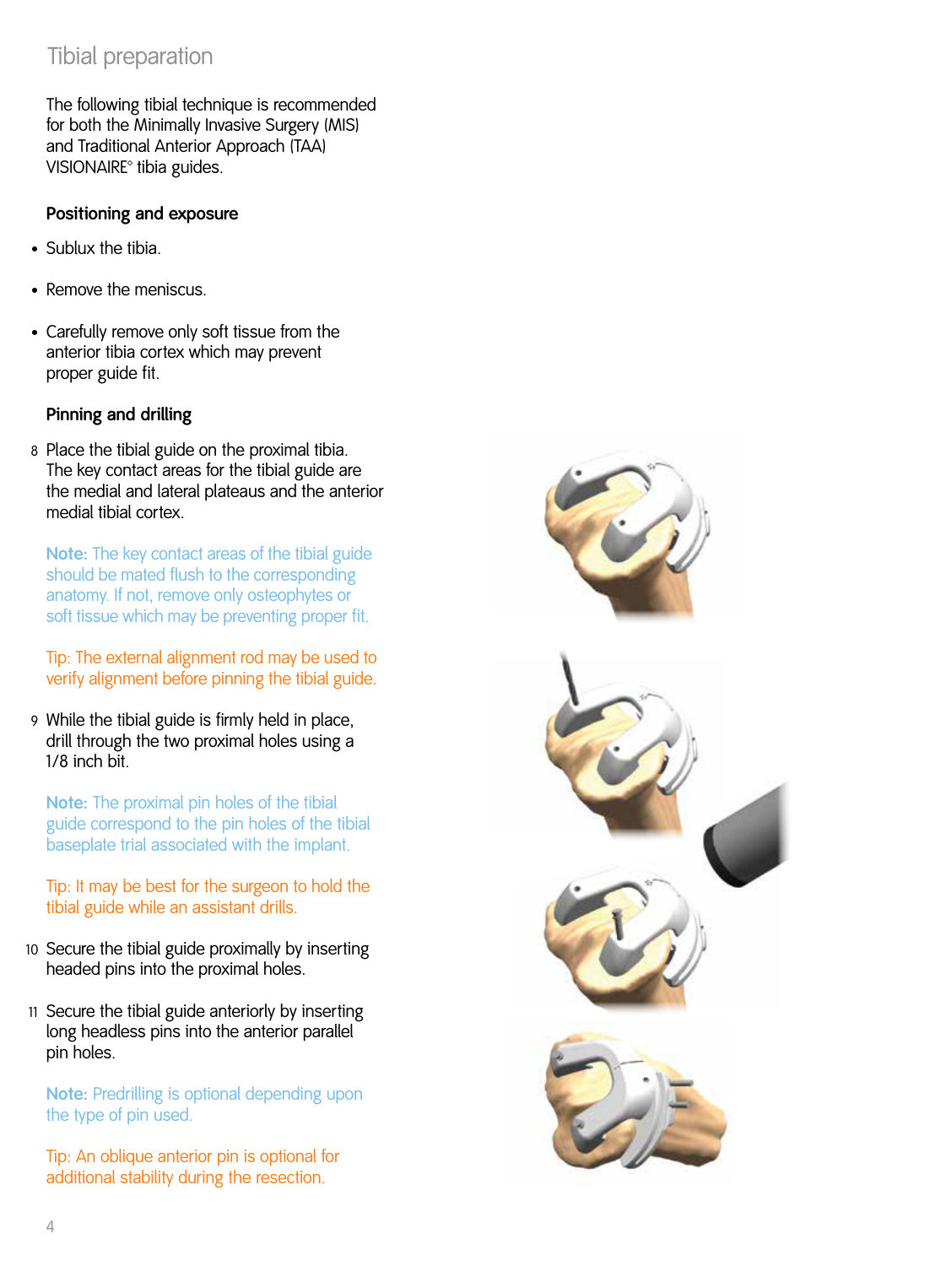# Tibial preparation

The following tibial technique is recommended for both the Minimally Invasive Surgery (MIS) and Traditional Anterior Approach (TAA) VISIONAIRE° tibia guides.

## Positioning and exposure

- Sublux the tibia.
- Remove the meniscus.
- Carefully remove only soft tissue from the anterior tibia cortex which may prevent proper guide fit.

## Pinning and drilling

8 Place the tibial guide on the proximal tibia. The key contact areas for the tibial guide are the medial and lateral plateaus and the anterior medial tibial cortex.

**Note:** The key contact areas of the tibial guide should be mated flush to the corresponding anatomy. If not, remove only osteophytes or soft tissue which may be preventing proper fit.

Tip: The external alignment rod may be used to verify alignment before pinning the tibial guide.

9 While the tibial guide is firmly held in place, drill through the two proximal holes using a 1/8 inch bit.

**Note:** The proximal pin holes of the tibial guide correspond to the pin holes of the tibial baseplate trial associated with the implant.

Tip: It may be best for the surgeon to hold the tibial guide while an assistant drills.

10 Secure the tibial guide proximally by inserting headed pins into the proximal holes.

11 Secure the tibial guide anteriorly by inserting long headless pins into the anterior parallel pin holes.

**Note:** Predrilling is optional depending upon the type of pin used.

Tip: An oblique anterior pin is optional for additional stability during the resection.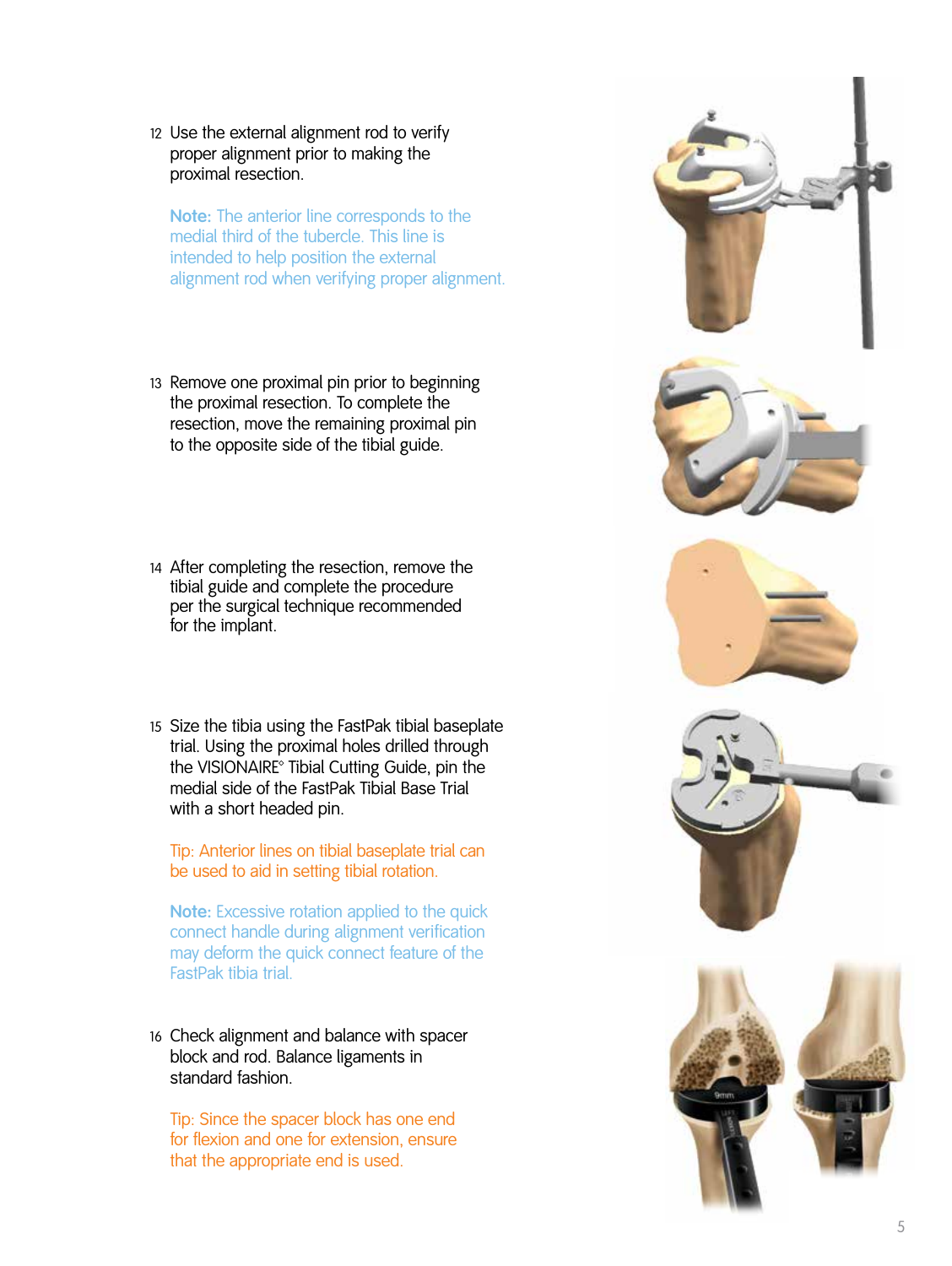12 Use the external alignment rod to verify proper alignment prior to making the proximal resection.

**Note:** The anterior line corresponds to the medial third of the tubercle. This line is intended to help position the external alignment rod when verifying proper alignment.

13 Remove one proximal pin prior to beginning the proximal resection. To complete the resection, move the remaining proximal pin to the opposite side of the tibial guide.

14 After completing the resection, remove the tibial guide and complete the procedure per the surgical technique recommended for the implant.

15 Size the tibia using the FastPak tibial baseplate trial. Using the proximal holes drilled through the VISIONAIRE° Tibial Cutting Guide, pin the medial side of the FastPak Tibial Base Trial with a short headed pin.

Tip: Anterior lines on tibial baseplate trial can be used to aid in setting tibial rotation.

**Note:** Excessive rotation applied to the quick connect handle during alignment verification may deform the quick connect feature of the FastPak tibia trial.

16 Check alignment and balance with spacer block and rod. Balance ligaments in standard fashion.

Tip: Since the spacer block has one end for flexion and one for extension, ensure that the appropriate end is used.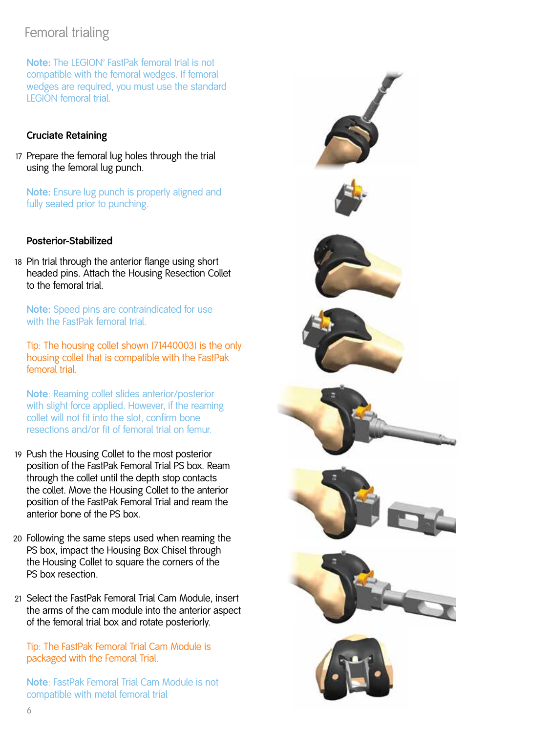# Femoral trialing

**Note:** The LEGION° FastPak femoral trial is not compatible with the femoral wedges. If femoral wedges are required, you must use the standard LEGION femoral trial.

### Cruciate Retaining

17 Prepare the femoral lug holes through the trial using the femoral lug punch.

**Note:** Ensure lug punch is properly aligned and fully seated prior to punching.

### Posterior-Stabilized

18 Pin trial through the anterior flange using short headed pins. Attach the Housing Resection Collet to the femoral trial.

**Note:** Speed pins are contraindicated for use with the FastPak femoral trial.

Tip: The housing collet shown (71440003) is the only housing collet that is compatible with the FastPak femoral trial.

**Note**: Reaming collet slides anterior/posterior with slight force applied. However, if the reaming collet will not fit into the slot, confirm bone resections and/or fit of femoral trial on femur.

19 Push the Housing Collet to the most posterior position of the FastPak Femoral Trial PS box. Ream through the collet until the depth stop contacts the collet. Move the Housing Collet to the anterior position of the FastPak Femoral Trial and ream the anterior bone of the PS box.

20 Following the same steps used when reaming the PS box, impact the Housing Box Chisel through the Housing Collet to square the corners of the PS box resection.

21 Select the FastPak Femoral Trial Cam Module, insert the arms of the cam module into the anterior aspect of the femoral trial box and rotate posteriorly.

Tip: The FastPak Femoral Trial Cam Module is packaged with the Femoral Trial.

**Note**: FastPak Femoral Trial Cam Module is not compatible with metal femoral trial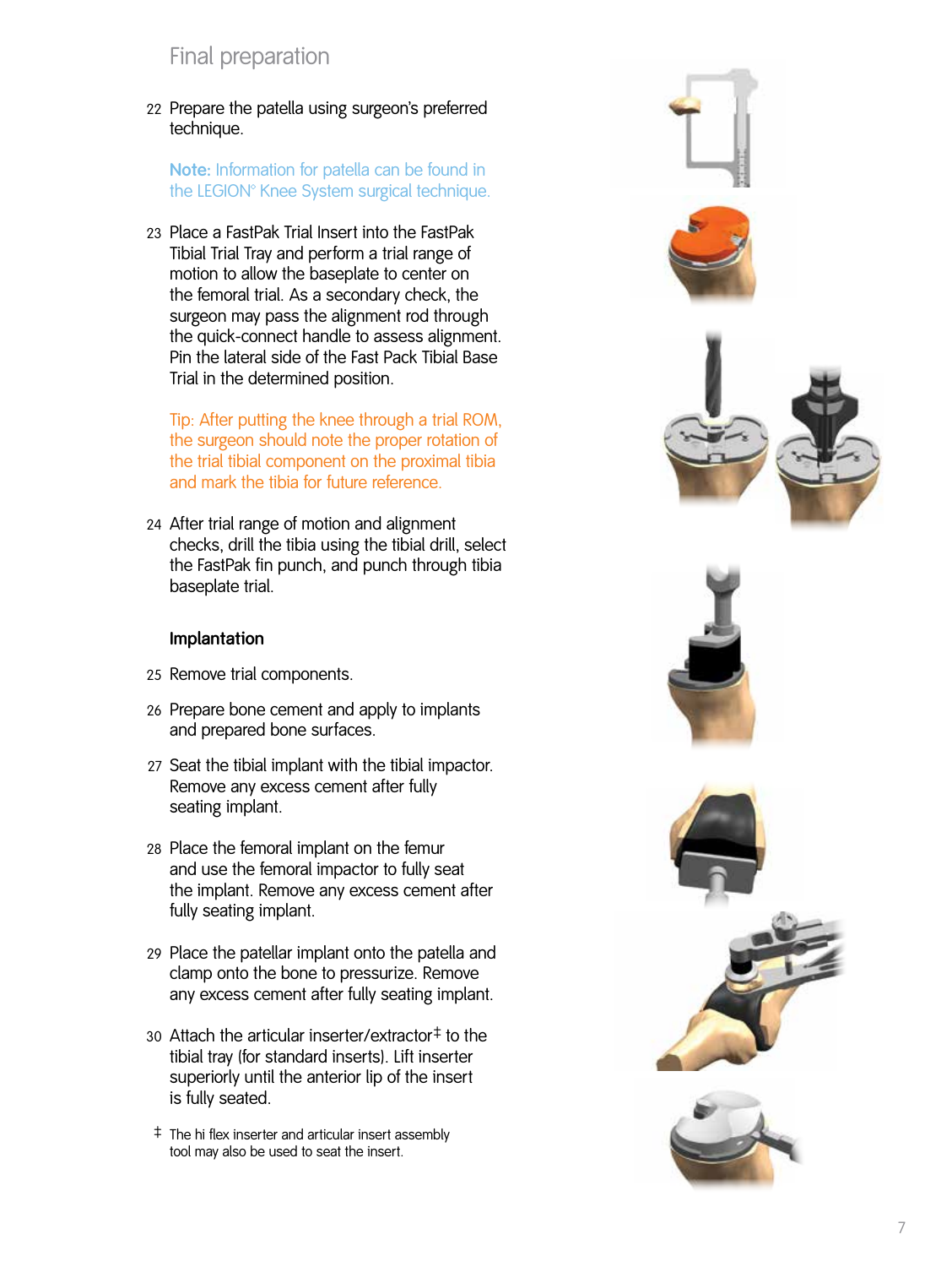## Final preparation

22 Prepare the patella using surgeon's preferred technique.

**Note:** Information for patella can be found in the LEGION° Knee System surgical technique.

23 Place a FastPak Trial Insert into the FastPak Tibial Trial Tray and perform a trial range of motion to allow the baseplate to center on the femoral trial. As a secondary check, the surgeon may pass the alignment rod through the quick-connect handle to assess alignment. Pin the lateral side of the Fast Pack Tibial Base Trial in the determined position.

Tip: After putting the knee through a trial ROM, the surgeon should note the proper rotation of the trial tibial component on the proximal tibia and mark the tibia for future reference.

24 After trial range of motion and alignment checks, drill the tibia using the tibial drill, select the FastPak fin punch, and punch through tibia baseplate trial.

### Implantation

25 Remove trial components.

26 Prepare bone cement and apply to implants and prepared bone surfaces.

27 Seat the tibial implant with the tibial impactor. Remove any excess cement after fully seating implant.

28 Place the femoral implant on the femur and use the femoral impactor to fully seat the implant. Remove any excess cement after fully seating implant.

29 Place the patellar implant onto the patella and clamp onto the bone to pressurize. Remove any excess cement after fully seating implant.

30 Attach the articular inserter/extractor‡ to the tibial tray (for standard inserts). Lift inserter superiorly until the anterior lip of the insert is fully seated.

‡ The hi flex inserter and articular insert assembly tool may also be used to seat the insert.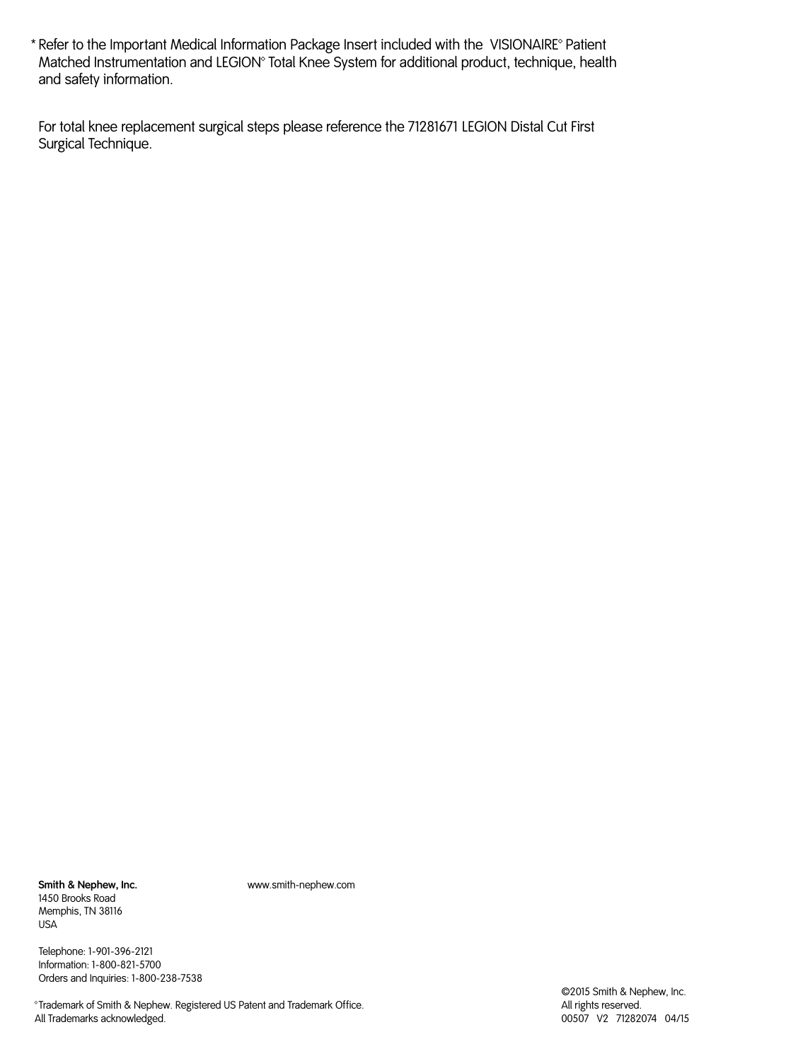* Refer to the Important Medical Information Package Insert included with the VISIONAIRE◊ Patient Matched Instrumentation and LEGION◊ Total Knee System for additional product, technique, health and safety information.

For total knee replacement surgical steps please reference the 71281671 LEGION Distal Cut First Surgical Technique.

**Smith & Nephew, Inc.**
1450 Brooks Road
Memphis, TN 38116
USA

www.smith-nephew.com

Telephone: 1-901-396-2121
Information: 1-800-821-5700
Orders and Inquiries: 1-800-238-7538

◊Trademark of Smith & Nephew. Registered US Patent and Trademark Office.
All Trademarks acknowledged.

©2015 Smith & Nephew, Inc.
All rights reserved.
00507 V2 71282074 04/15